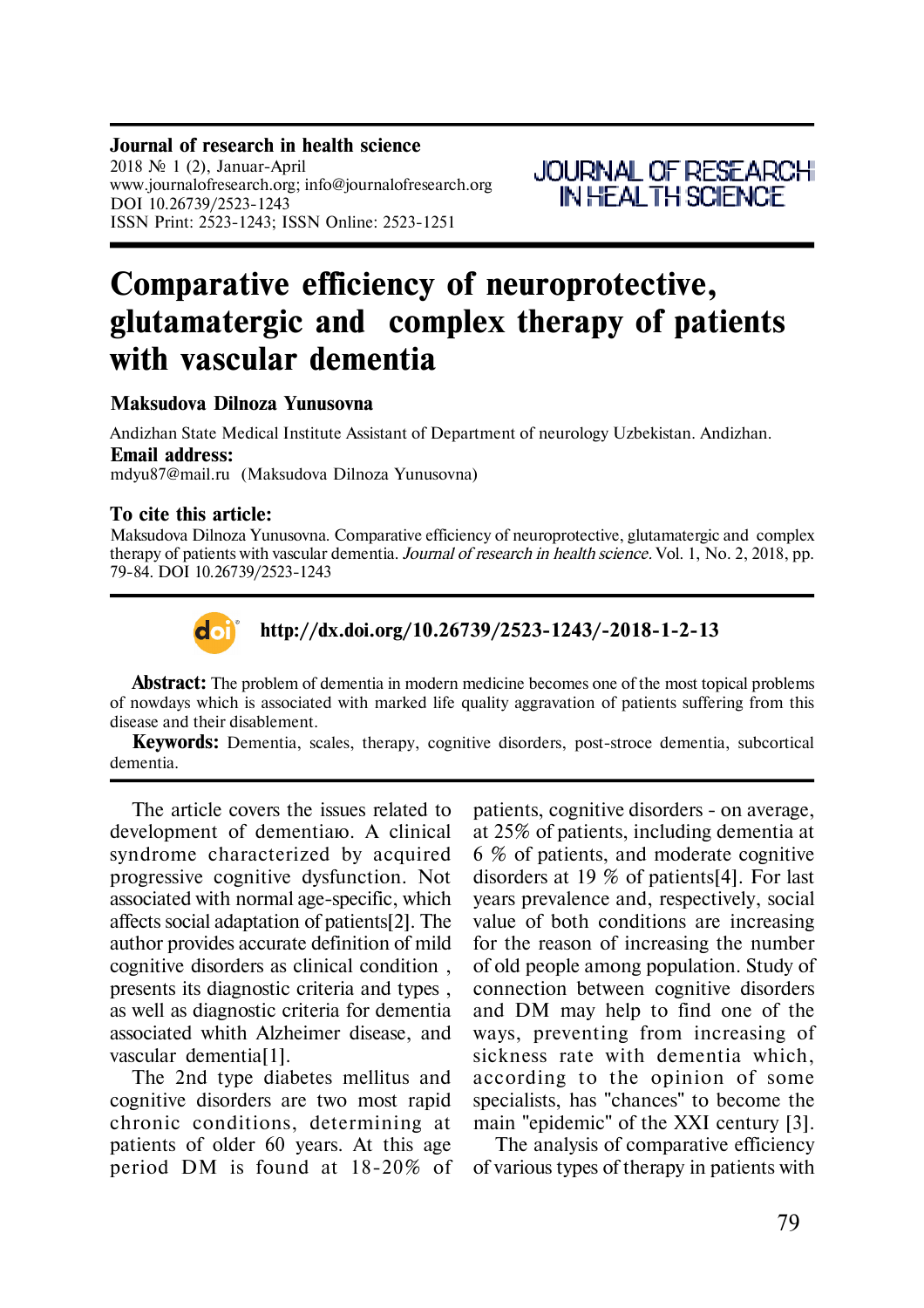**Journal of research in health science**
2018 № 1 (2), Januar-April
www.journalofresearch.org; info@journalofresearch.org
DOI 10.26739/2523-1243
ISSN Print: 2523-1243; ISSN Online: 2523-1251

JOURNAL OF RESEARCH IN HEALTH SCIENCE

# Comparative efficiency of neuroprotective, glutamatergic and complex therapy of patients with vascular dementia

**Maksudova Dilnoza Yunusovna**

Andizhan State Medical Institute Assistant of Department of neurology Uzbekistan. Andizhan.

**Email address:**
mdyu87@mail.ru (Maksudova Dilnoza Yunusovna)

**To cite this article:**
Maksudova Dilnoza Yunusovna. Comparative efficiency of neuroprotective, glutamatergic and complex therapy of patients with vascular dementia. *Journal of research in health science.* Vol. 1, No. 2, 2018, pp. 79-84. DOI 10.26739/2523-1243

**http://dx.doi.org/10.26739/2523-1243/-2018-1-2-13**

**Abstract:** The problem of dementia in modern medicine becomes one of the most topical problems of nowdays which is associated with marked life quality aggravation of patients suffering from this disease and their disablement.

**Keywords:** Dementia, scales, therapy, cognitive disorders, post-stroce dementia, subcortical dementia.

The article covers the issues related to development of dementiaю. A clinical syndrome characterized by acquired progressive cognitive dysfunction. Not associated with normal age-specific, which affects social adaptation of patients[2]. The author provides accurate definition of mild cognitive disorders as clinical condition , presents its diagnostic criteria and types , as well as diagnostic criteria for dementia associated whith Alzheimer disease, and vascular dementia[1].

The 2nd type diabetes mellitus and cognitive disorders are two most rapid chronic conditions, determining at patients of older 60 years. At this age period DM is found at 18-20% of patients, cognitive disorders - on average, at 25% of patients, including dementia at 6 % of patients, and moderate cognitive disorders at 19 % of patients[4]. For last years prevalence and, respectively, social value of both conditions are increasing for the reason of increasing the number of old people among population. Study of connection between cognitive disorders and DM may help to find one of the ways, preventing from increasing of sickness rate with dementia which, according to the opinion of some specialists, has "chances" to become the main "epidemic" of the XXI century [3].

The analysis of comparative efficiency of various types of therapy in patients with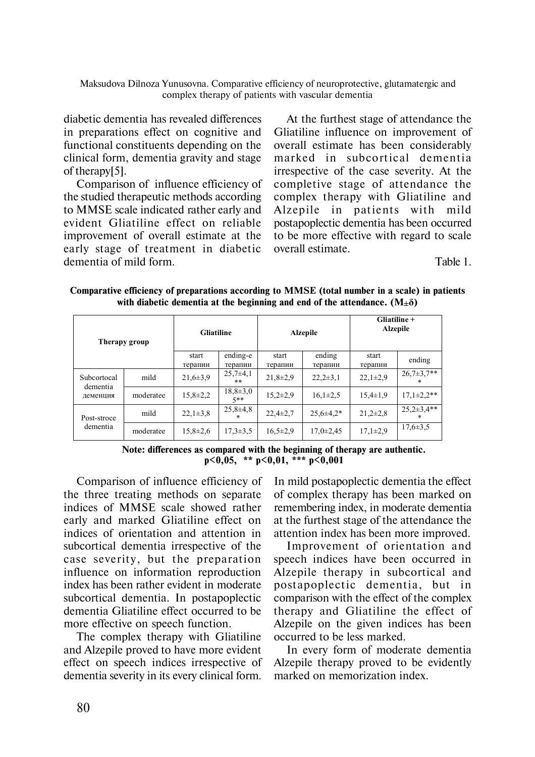diabetic dementia has revealed differences in preparations effect on cognitive and functional constituents depending on the clinical form, dementia gravity and stage of therapy[5].

Comparison of influence efficiency of the studied therapeutic methods according to MMSE scale indicated rather early and evident Gliatiline effect on reliable improvement of overall estimate at the early stage of treatment in diabetic dementia of mild form.

At the furthest stage of attendance the Gliatiline influence on improvement of overall estimate has been considerably marked in subcortical dementia irrespective of the case severity. At the completive stage of attendance the complex therapy with Gliatiline and Alzepile in patients with mild postapoplectic dementia has been occurred to be more effective with regard to scale overall estimate.

Table 1.

**Comparative efficiency of preparations according to MMSE (total number in a scale) in patients with diabetic dementia at the beginning and end of the attendance. (M±δ)**

| Therapy group | | Gliatiline | | Alzepile | | Gliatiline + Alzepile | |
|---|---|---|---|---|---|---|---|
| | | start терапии | ending-е терапии | start терапии | ending терапии | start терапии | ending |
| Subcortocal dementia деменция | mild | 21,6±3,9 | 25,7±4,1 ** | 21,8±2,9 | 22,2±3,1 | 22,1±2,9 | 26,7±3,7*** |
| | moderatee | 15,8±2,2 | 18,8±3,05** | 15,2±2,9 | 16,1±2,5 | 15,4±1,9 | 17,1±2,2** |
| Post-stroce dementia | mild | 22,1±3,8 | 25,8±4,8 * | 22,4±2,7 | 25,6±4,2* | 21,2±2,8 | 25,2±3,4*** |
| | moderatee | 15,8±2,6 | 17,3±3,5 | 16,5±2,9 | 17,0±2,45 | 17,1±2,9 | 17,6±3,5 |

**Note: differences as compared with the beginning of therapy are authentic. p<0,05, ** p<0,01, *** p<0,001**

Comparison of influence efficiency of the three treating methods on separate indices of MMSE scale showed rather early and marked Gliatiline effect on indices of orientation and attention in subcortical dementia irrespective of the case severity, but the preparation influence on information reproduction index has been rather evident in moderate subcortical dementia. In postapoplectic dementia Gliatiline effect occurred to be more effective on speech function.

The complex therapy with Gliatiline and Alzepile proved to have more evident effect on speech indices irrespective of dementia severity in its every clinical form. In mild postapoplectic dementia the effect of complex therapy has been marked on remembering index, in moderate dementia at the furthest stage of the attendance the attention index has been more improved.

Improvement of orientation and speech indices have been occurred in Alzepile therapy in subcortical and postapoplectic dementia, but in comparison with the effect of the complex therapy and Gliatiline the effect of Alzepile on the given indices has been occurred to be less marked.

In every form of moderate dementia Alzepile therapy proved to be evidently marked on memorization index.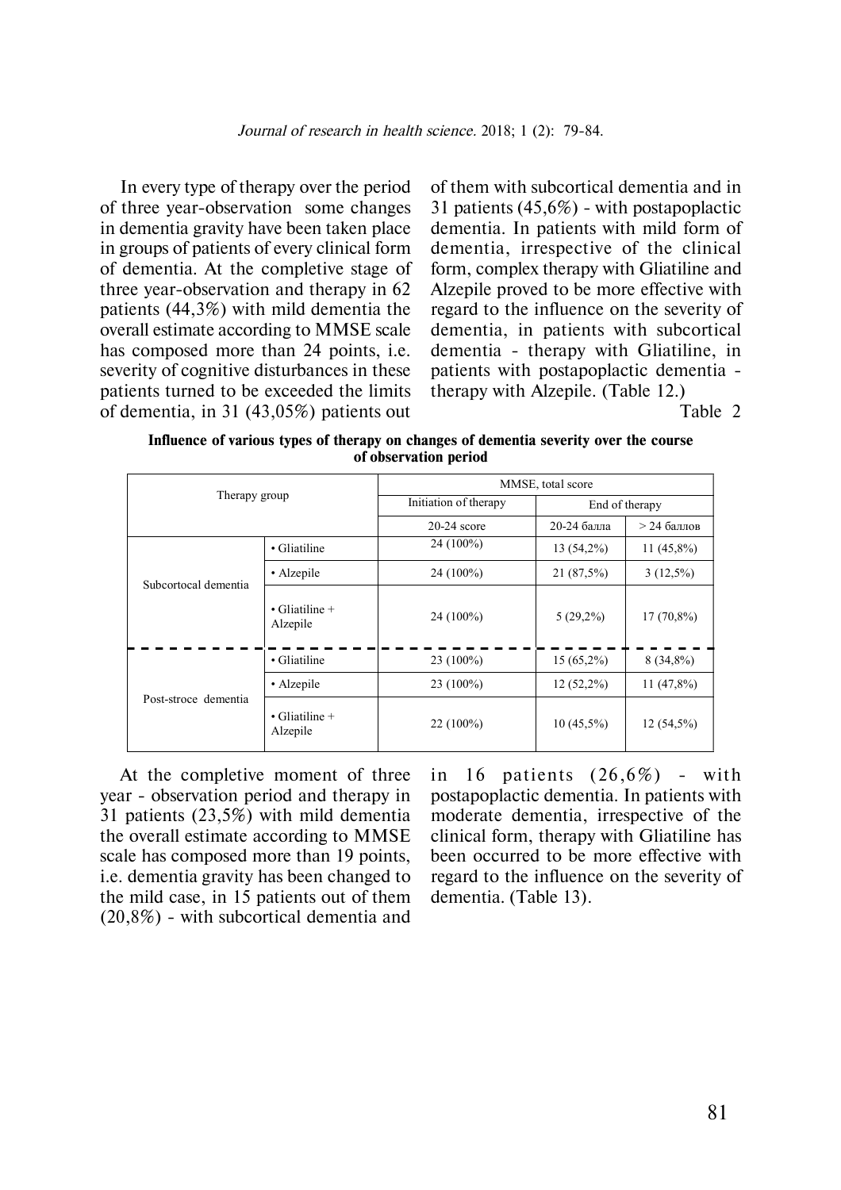In every type of therapy over the period of three year-observation some changes in dementia gravity have been taken place in groups of patients of every clinical form of dementia. At the completive stage of three year-observation and therapy in 62 patients (44,3%) with mild dementia the overall estimate according to MMSE scale has composed more than 24 points, i.e. severity of cognitive disturbances in these patients turned to be exceeded the limits of dementia, in 31 (43,05%) patients out of them with subcortical dementia and in 31 patients (45,6%) - with postapoplactic dementia. In patients with mild form of dementia, irrespective of the clinical form, complex therapy with Gliatiline and Alzepile proved to be more effective with regard to the influence on the severity of dementia, in patients with subcortical dementia - therapy with Gliatiline, in patients with postapoplactic dementia - therapy with Alzepile. (Table 12.)

Table 2

**Influence of various types of therapy on changes of dementia severity over the course of observation period**

| Therapy group | | MMSE, total score | | |
|---|---|---|---|---|
| | | Initiation of therapy | End of therapy | |
| | | 20-24 score | 20-24 балла | > 24 баллов |
| Subcortocal dementia | • Gliatiline | 24 (100%) | 13 (54,2%) | 11 (45,8%) |
| | • Alzepile | 24 (100%) | 21 (87,5%) | 3 (12,5%) |
| | • Gliatiline + Alzepile | 24 (100%) | 5 (29,2%) | 17 (70,8%) |
| Post-stroce dementia | • Gliatiline | 23 (100%) | 15 (65,2%) | 8 (34,8%) |
| | • Alzepile | 23 (100%) | 12 (52,2%) | 11 (47,8%) |
| | • Gliatiline + Alzepile | 22 (100%) | 10 (45,5%) | 12 (54,5%) |

At the completive moment of three year - observation period and therapy in 31 patients (23,5%) with mild dementia the overall estimate according to MMSE scale has composed more than 19 points, i.e. dementia gravity has been changed to the mild case, in 15 patients out of them (20,8%) - with subcortical dementia and in 16 patients (26,6%) - with postapoplactic dementia. In patients with moderate dementia, irrespective of the clinical form, therapy with Gliatiline has been occurred to be more effective with regard to the influence on the severity of dementia. (Table 13).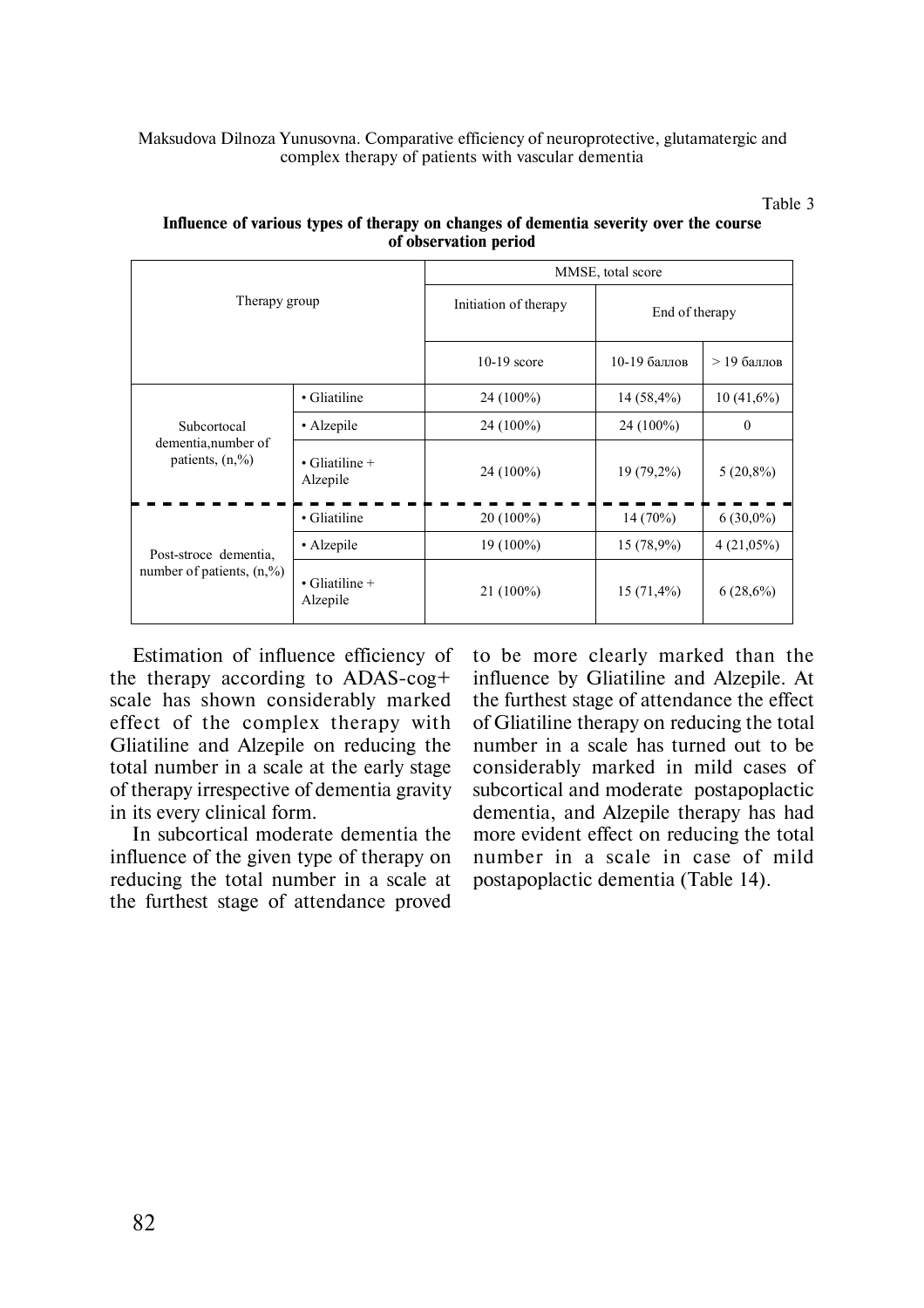Table 3

**Influence of various types of therapy on changes of dementia severity over the course of observation period**

| Therapy group | | MMSE, total score | | |
|---|---|---|---|---|
| | | Initiation of therapy | End of therapy | |
| | | 10-19 score | 10-19 баллов | > 19 баллов |
| Subcortocal dementia,number of patients, (n,%) | • Gliatiline | 24 (100%) | 14 (58,4%) | 10 (41,6%) |
| | • Alzepile | 24 (100%) | 24 (100%) | 0 |
| | • Gliatiline + Alzepile | 24 (100%) | 19 (79,2%) | 5 (20,8%) |
| Post-stroce dementia, number of patients, (n,%) | • Gliatiline | 20 (100%) | 14 (70%) | 6 (30,0%) |
| | • Alzepile | 19 (100%) | 15 (78,9%) | 4 (21,05%) |
| | • Gliatiline + Alzepile | 21 (100%) | 15 (71,4%) | 6 (28,6%) |

Estimation of influence efficiency of the therapy according to ADAS-cog+ scale has shown considerably marked effect of the complex therapy with Gliatiline and Alzepile on reducing the total number in a scale at the early stage of therapy irrespective of dementia gravity in its every clinical form.

In subcortical moderate dementia the influence of the given type of therapy on reducing the total number in a scale at the furthest stage of attendance proved to be more clearly marked than the influence by Gliatiline and Alzepile. At the furthest stage of attendance the effect of Gliatiline therapy on reducing the total number in a scale has turned out to be considerably marked in mild cases of subcortical and moderate postapoplactic dementia, and Alzepile therapy has had more evident effect on reducing the total number in a scale in case of mild postapoplactic dementia (Table 14).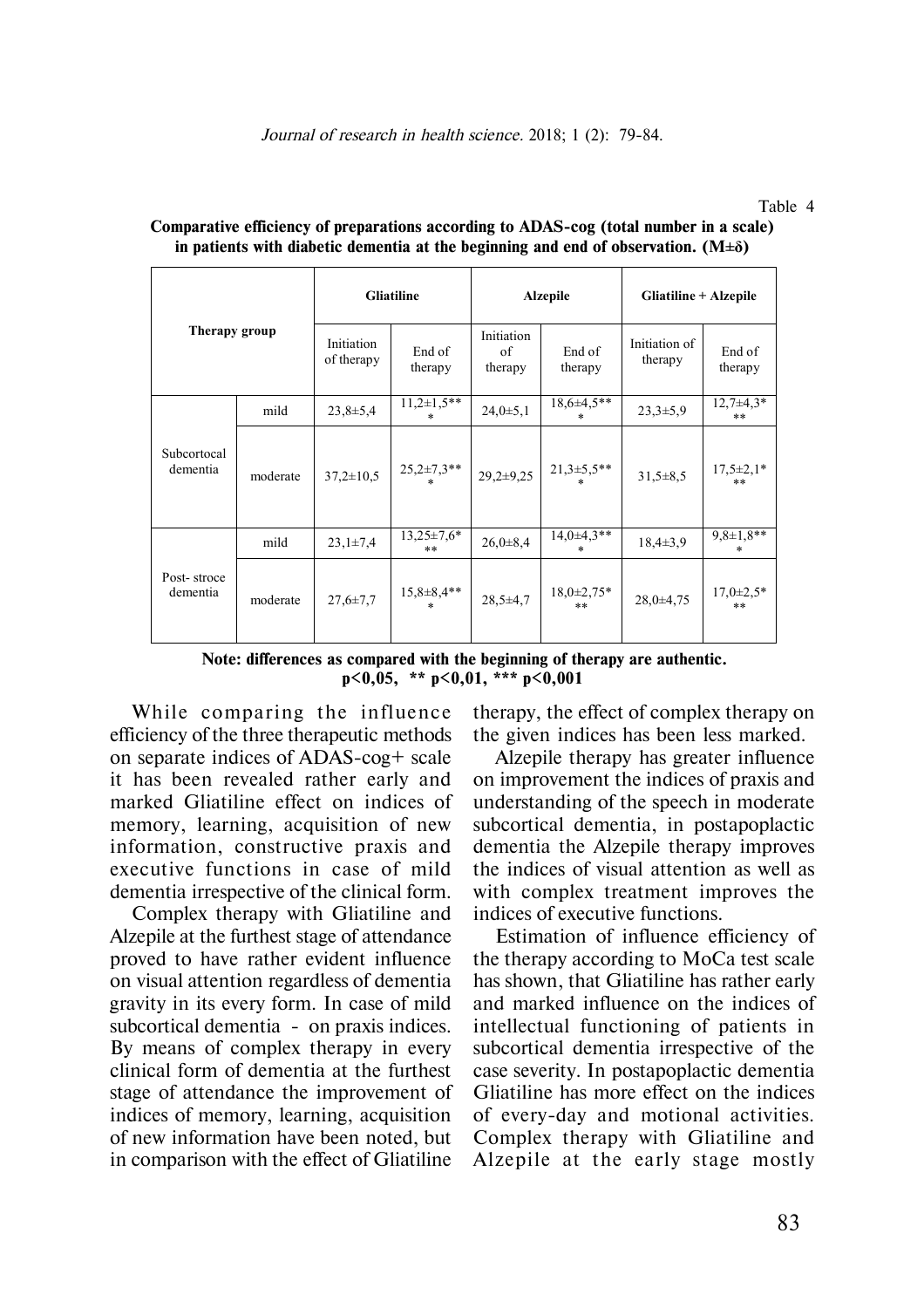Table 4

**Comparative efficiency of preparations according to ADAS-cog (total number in a scale) in patients with diabetic dementia at the beginning and end of observation. (M±δ)**

| Therapy group | | Gliatiline | | Alzepile | | Gliatiline + Alzepile | |
|---|---|---|---|---|---|---|---|
| | | Initiation of therapy | End of therapy | Initiation of therapy | End of therapy | Initiation of therapy | End of therapy |
| Subcortocal dementia | mild | 23,8±5,4 | 11,2±1,5*** | 24,0±5,1 | 18,6±4,5*** | 23,3±5,9 | 12,7±4,3*** |
| | moderate | 37,2±10,5 | 25,2±7,3*** | 29,2±9,25 | 21,3±5,5*** | 31,5±8,5 | 17,5±2,1*** |
| Post- stroce dementia | mild | 23,1±7,4 | 13,25±7,6*** | 26,0±8,4 | 14,0±4,3*** | 18,4±3,9 | 9,8±1,8*** |
| | moderate | 27,6±7,7 | 15,8±8,4*** | 28,5±4,7 | 18,0±2,75*** | 28,0±4,75 | 17,0±2,5*** |

**Note: differences as compared with the beginning of therapy are authentic. p<0,05, ** p<0,01, *** p<0,001**

While comparing the influence efficiency of the three therapeutic methods on separate indices of ADAS-cog+ scale it has been revealed rather early and marked Gliatiline effect on indices of memory, learning, acquisition of new information, constructive praxis and executive functions in case of mild dementia irrespective of the clinical form.

Complex therapy with Gliatiline and Alzepile at the furthest stage of attendance proved to have rather evident influence on visual attention regardless of dementia gravity in its every form. In case of mild subcortical dementia - on praxis indices. By means of complex therapy in every clinical form of dementia at the furthest stage of attendance the improvement of indices of memory, learning, acquisition of new information have been noted, but in comparison with the effect of Gliatiline therapy, the effect of complex therapy on the given indices has been less marked.

Alzepile therapy has greater influence on improvement the indices of praxis and understanding of the speech in moderate subcortical dementia, in postapoplactic dementia the Alzepile therapy improves the indices of visual attention as well as with complex treatment improves the indices of executive functions.

Estimation of influence efficiency of the therapy according to MoCa test scale has shown, that Gliatiline has rather early and marked influence on the indices of intellectual functioning of patients in subcortical dementia irrespective of the case severity. In postapoplactic dementia Gliatiline has more effect on the indices of every-day and motional activities. Complex therapy with Gliatiline and Alzepile at the early stage mostly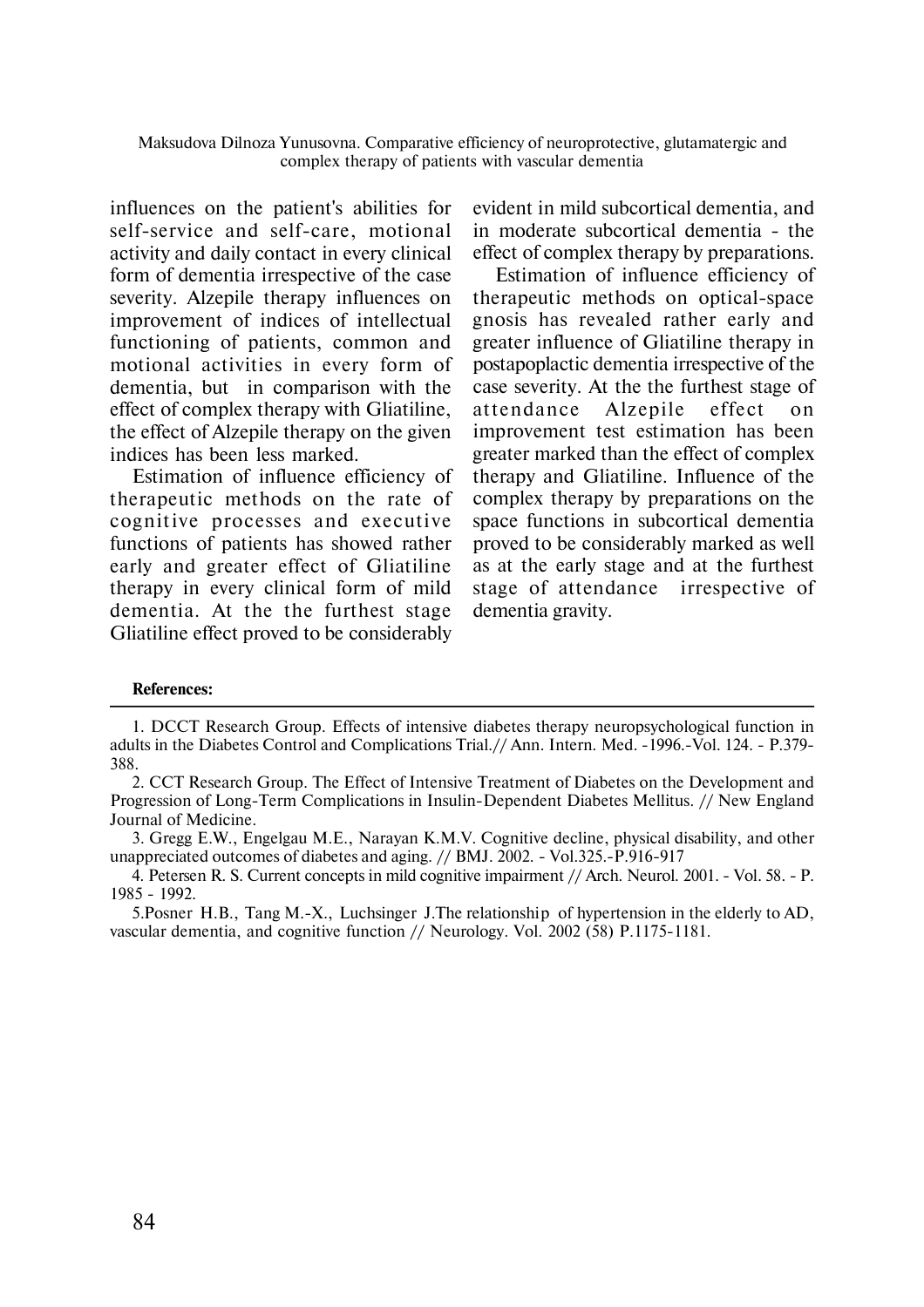influences on the patient's abilities for self-service and self-care, motional activity and daily contact in every clinical form of dementia irrespective of the case severity. Alzepile therapy influences on improvement of indices of intellectual functioning of patients, common and motional activities in every form of dementia, but in comparison with the effect of complex therapy with Gliatiline, the effect of Alzepile therapy on the given indices has been less marked.

Estimation of influence efficiency of therapeutic methods on the rate of cognitive processes and executive functions of patients has showed rather early and greater effect of Gliatiline therapy in every clinical form of mild dementia. At the the furthest stage Gliatiline effect proved to be considerably evident in mild subcortical dementia, and in moderate subcortical dementia - the effect of complex therapy by preparations.

Estimation of influence efficiency of therapeutic methods on optical-space gnosis has revealed rather early and greater influence of Gliatiline therapy in postapoplactic dementia irrespective of the case severity. At the the furthest stage of attendance Alzepile effect on improvement test estimation has been greater marked than the effect of complex therapy and Gliatiline. Influence of the complex therapy by preparations on the space functions in subcortical dementia proved to be considerably marked as well as at the early stage and at the furthest stage of attendance irrespective of dementia gravity.

**References:**

1. DCCT Research Group. Effects of intensive diabetes therapy neuropsychological function in adults in the Diabetes Control and Complications Trial.// Ann. Intern. Med. -1996.-Vol. 124. - P.379-388.
2. CCT Research Group. The Effect of Intensive Treatment of Diabetes on the Development and Progression of Long-Term Complications in Insulin-Dependent Diabetes Mellitus. // New England Journal of Medicine.
3. Gregg E.W., Engelgau M.E., Narayan K.M.V. Cognitive decline, physical disability, and other unappreciated outcomes of diabetes and aging. // BMJ. 2002. - Vol.325.-P.916-917
4. Petersen R. S. Current concepts in mild cognitive impairment // Arch. Neurol. 2001. - Vol. 58. - P. 1985 - 1992.
5. Posner H.B., Tang M.-X., Luchsinger J.The relationship of hypertension in the elderly to AD, vascular dementia, and cognitive function // Neurology. Vol. 2002 (58) P.1175-1181.